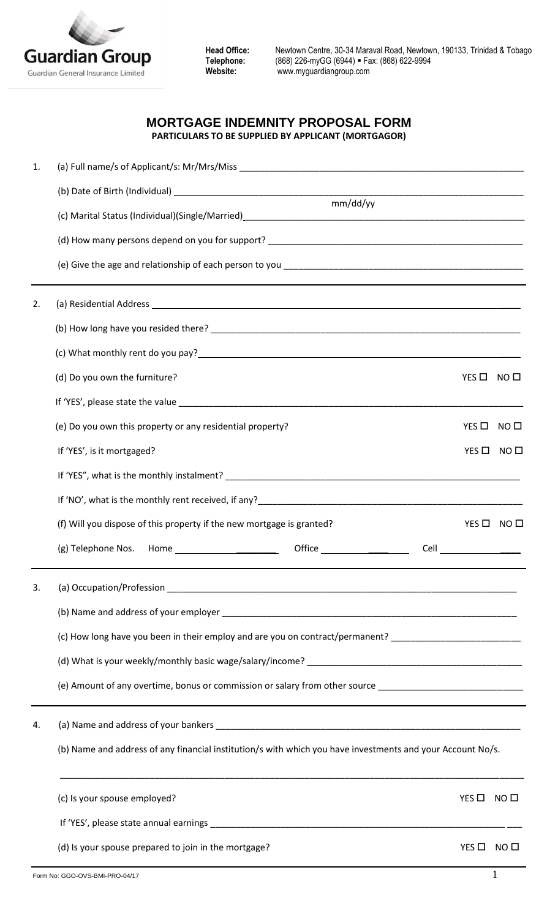**Guardian Group**
Guardian General Insurance Limited

**Head Office:** Newtown Centre, 30-34 Maraval Road, Newtown, 190133, Trinidad & Tobago
**Telephone:** (868) 226-myGG (6944) ▪ Fax: (868) 622-9994
**Website:** www.myguardiangroup.com

# MORTGAGE INDEMNITY PROPOSAL FORM

**PARTICULARS TO BE SUPPLIED BY APPLICANT (MORTGAGOR)**

1. (a) Full name/s of Applicant/s: Mr/Mrs/Miss ____________________

   (b) Date of Birth (Individual) ____________________ mm/dd/yy

   (c) Marital Status (Individual)(Single/Married) ____________________

   (d) How many persons depend on you for support? ____________________

   (e) Give the age and relationship of each person to you ____________________

2. (a) Residential Address ____________________

   (b) How long have you resided there? ____________________

   (c) What monthly rent do you pay? ____________________

   (d) Do you own the furniture? YES ☐ NO ☐

   If 'YES', please state the value ____________________

   (e) Do you own this property or any residential property? YES ☐ NO ☐

   If 'YES', is it mortgaged? YES ☐ NO ☐

   If 'YES", what is the monthly instalment? ____________________

   If 'NO', what is the monthly rent received, if any? ____________________

   (f) Will you dispose of this property if the new mortgage is granted? YES ☐ NO ☐

   (g) Telephone Nos. Home ____________ Office ____________ Cell ____________

3. (a) Occupation/Profession ____________________

   (b) Name and address of your employer ____________________

   (c) How long have you been in their employ and are you on contract/permanent? ____________________

   (d) What is your weekly/monthly basic wage/salary/income? ____________________

   (e) Amount of any overtime, bonus or commission or salary from other source ____________________

4. (a) Name and address of your bankers ____________________

   (b) Name and address of any financial institution/s with which you have investments and your Account No/s.

   ____________________

   (c) Is your spouse employed? YES ☐ NO ☐

   If 'YES', please state annual earnings ____________________

   (d) Is your spouse prepared to join in the mortgage? YES ☐ NO ☐

Form No: GGO-OVS-BMI-PRO-04/17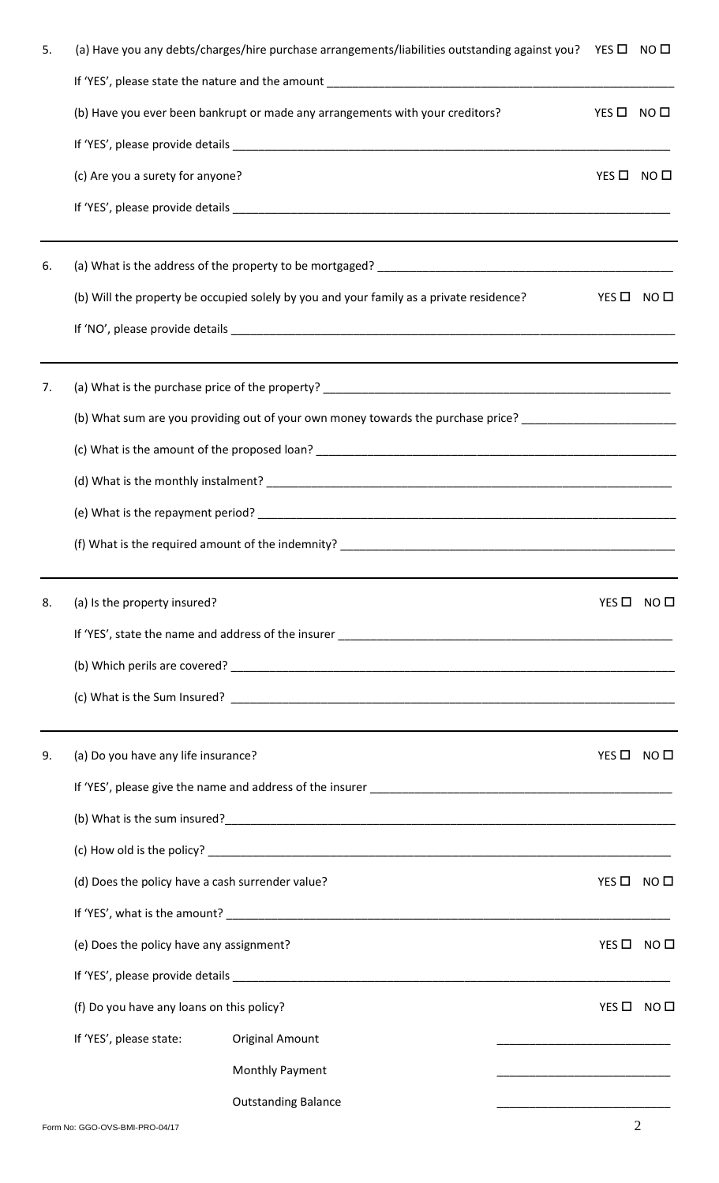5. (a) Have you any debts/charges/hire purchase arrangements/liabilities outstanding against you? YES ☐ NO ☐

   If 'YES', please state the nature and the amount ______________________________________________

   (b) Have you ever been bankrupt or made any arrangements with your creditors? YES ☐ NO ☐

   If 'YES', please provide details ______________________________________________

   (c) Are you a surety for anyone? YES ☐ NO ☐

   If 'YES', please provide details ______________________________________________

---

6. (a) What is the address of the property to be mortgaged? ______________________________________________

   (b) Will the property be occupied solely by you and your family as a private residence? YES ☐ NO ☐

   If 'NO', please provide details ______________________________________________

---

7. (a) What is the purchase price of the property? ______________________________________________

   (b) What sum are you providing out of your own money towards the purchase price? ______________________

   (c) What is the amount of the proposed loan? ______________________________________________

   (d) What is the monthly instalment? ______________________________________________

   (e) What is the repayment period? ______________________________________________

   (f) What is the required amount of the indemnity? ______________________________________________

---

8. (a) Is the property insured? YES ☐ NO ☐

   If 'YES', state the name and address of the insurer ______________________________________________

   (b) Which perils are covered? ______________________________________________

   (c) What is the Sum Insured? ______________________________________________

---

9. (a) Do you have any life insurance? YES ☐ NO ☐

   If 'YES', please give the name and address of the insurer ______________________________________________

   (b) What is the sum insured?______________________________________________

   (c) How old is the policy? ______________________________________________

   (d) Does the policy have a cash surrender value? YES ☐ NO ☐

   If 'YES', what is the amount? ______________________________________________

   (e) Does the policy have any assignment? YES ☐ NO ☐

   If 'YES', please provide details ______________________________________________

   (f) Do you have any loans on this policy? YES ☐ NO ☐

   If 'YES', please state:

   Original Amount ________________________

   Monthly Payment ________________________

   Outstanding Balance ________________________

Form No: GGO-OVS-BMI-PRO-04/17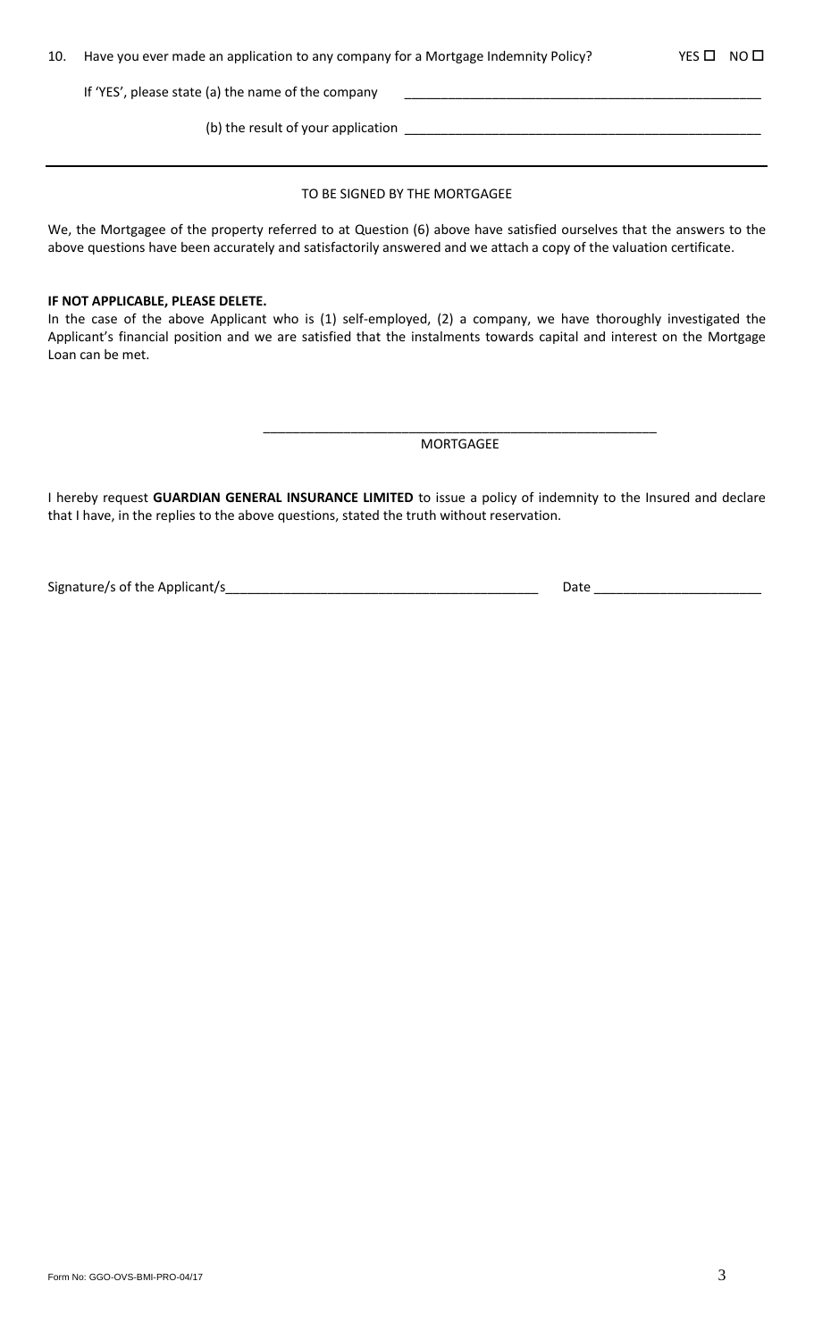10. Have you ever made an application to any company for a Mortgage Indemnity Policy? YES ☐ NO ☐

If 'YES', please state (a) the name of the company ___________________________________________________

(b) the result of your application ___________________________________________________

---

TO BE SIGNED BY THE MORTGAGEE

We, the Mortgagee of the property referred to at Question (6) above have satisfied ourselves that the answers to the above questions have been accurately and satisfactorily answered and we attach a copy of the valuation certificate.

**IF NOT APPLICABLE, PLEASE DELETE.**

In the case of the above Applicant who is (1) self-employed, (2) a company, we have thoroughly investigated the Applicant's financial position and we are satisfied that the instalments towards capital and interest on the Mortgage Loan can be met.

_______________________________________________________

MORTGAGEE

I hereby request **GUARDIAN GENERAL INSURANCE LIMITED** to issue a policy of indemnity to the Insured and declare that I have, in the replies to the above questions, stated the truth without reservation.

Signature/s of the Applicant/s___________________________________________ Date ______________________

Form No: GGO-OVS-BMI-PRO-04/17